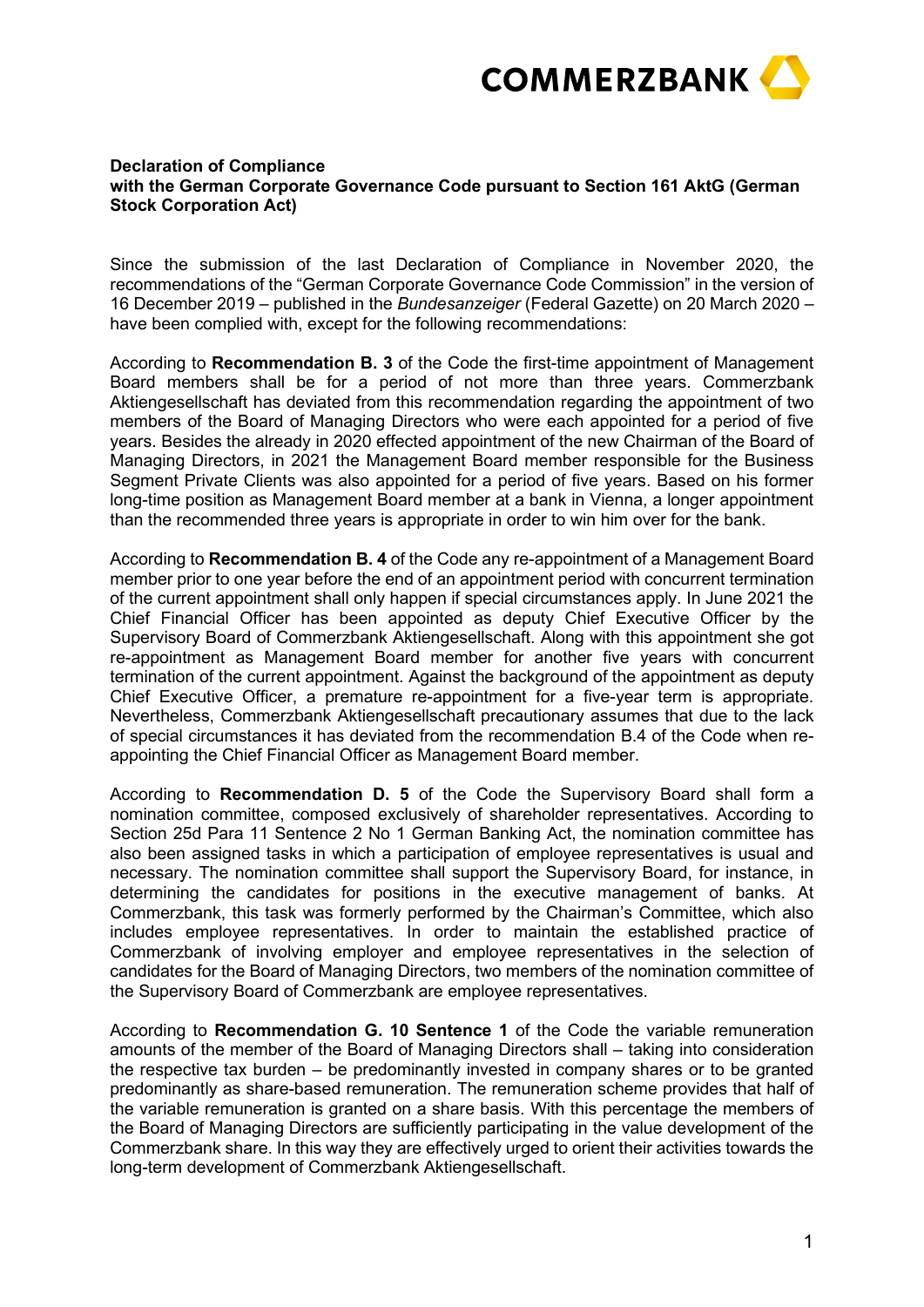**Declaration of Compliance**
**with the German Corporate Governance Code pursuant to Section 161 AktG (German Stock Corporation Act)**

Since the submission of the last Declaration of Compliance in November 2020, the recommendations of the "German Corporate Governance Code Commission" in the version of 16 December 2019 – published in the *Bundesanzeiger* (Federal Gazette) on 20 March 2020 – have been complied with, except for the following recommendations:

According to **Recommendation B. 3** of the Code the first-time appointment of Management Board members shall be for a period of not more than three years. Commerzbank Aktiengesellschaft has deviated from this recommendation regarding the appointment of two members of the Board of Managing Directors who were each appointed for a period of five years. Besides the already in 2020 effected appointment of the new Chairman of the Board of Managing Directors, in 2021 the Management Board member responsible for the Business Segment Private Clients was also appointed for a period of five years. Based on his former long-time position as Management Board member at a bank in Vienna, a longer appointment than the recommended three years is appropriate in order to win him over for the bank.

According to **Recommendation B. 4** of the Code any re-appointment of a Management Board member prior to one year before the end of an appointment period with concurrent termination of the current appointment shall only happen if special circumstances apply. In June 2021 the Chief Financial Officer has been appointed as deputy Chief Executive Officer by the Supervisory Board of Commerzbank Aktiengesellschaft. Along with this appointment she got re-appointment as Management Board member for another five years with concurrent termination of the current appointment. Against the background of the appointment as deputy Chief Executive Officer, a premature re-appointment for a five-year term is appropriate. Nevertheless, Commerzbank Aktiengesellschaft precautionary assumes that due to the lack of special circumstances it has deviated from the recommendation B.4 of the Code when re-appointing the Chief Financial Officer as Management Board member.

According to **Recommendation D. 5** of the Code the Supervisory Board shall form a nomination committee, composed exclusively of shareholder representatives. According to Section 25d Para 11 Sentence 2 No 1 German Banking Act, the nomination committee has also been assigned tasks in which a participation of employee representatives is usual and necessary. The nomination committee shall support the Supervisory Board, for instance, in determining the candidates for positions in the executive management of banks. At Commerzbank, this task was formerly performed by the Chairman's Committee, which also includes employee representatives. In order to maintain the established practice of Commerzbank of involving employer and employee representatives in the selection of candidates for the Board of Managing Directors, two members of the nomination committee of the Supervisory Board of Commerzbank are employee representatives.

According to **Recommendation G. 10 Sentence 1** of the Code the variable remuneration amounts of the member of the Board of Managing Directors shall – taking into consideration the respective tax burden – be predominantly invested in company shares or to be granted predominantly as share-based remuneration. The remuneration scheme provides that half of the variable remuneration is granted on a share basis. With this percentage the members of the Board of Managing Directors are sufficiently participating in the value development of the Commerzbank share. In this way they are effectively urged to orient their activities towards the long-term development of Commerzbank Aktiengesellschaft.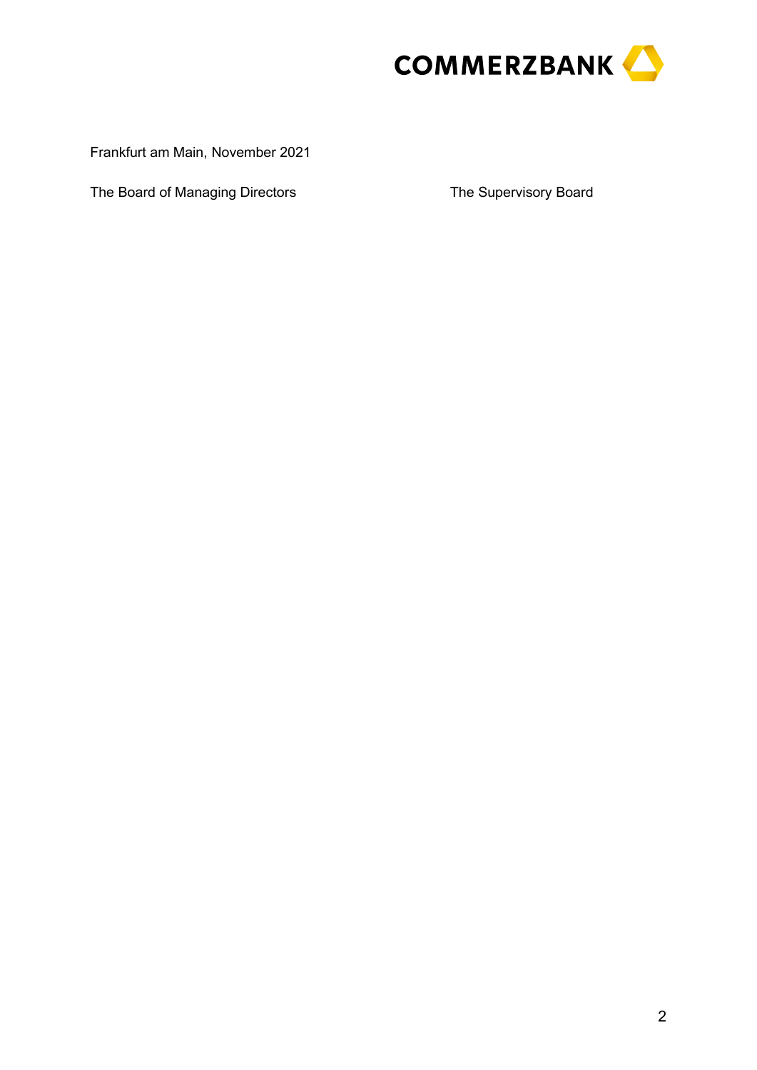Frankfurt am Main, November 2021

The Board of Managing Directors | The Supervisory Board